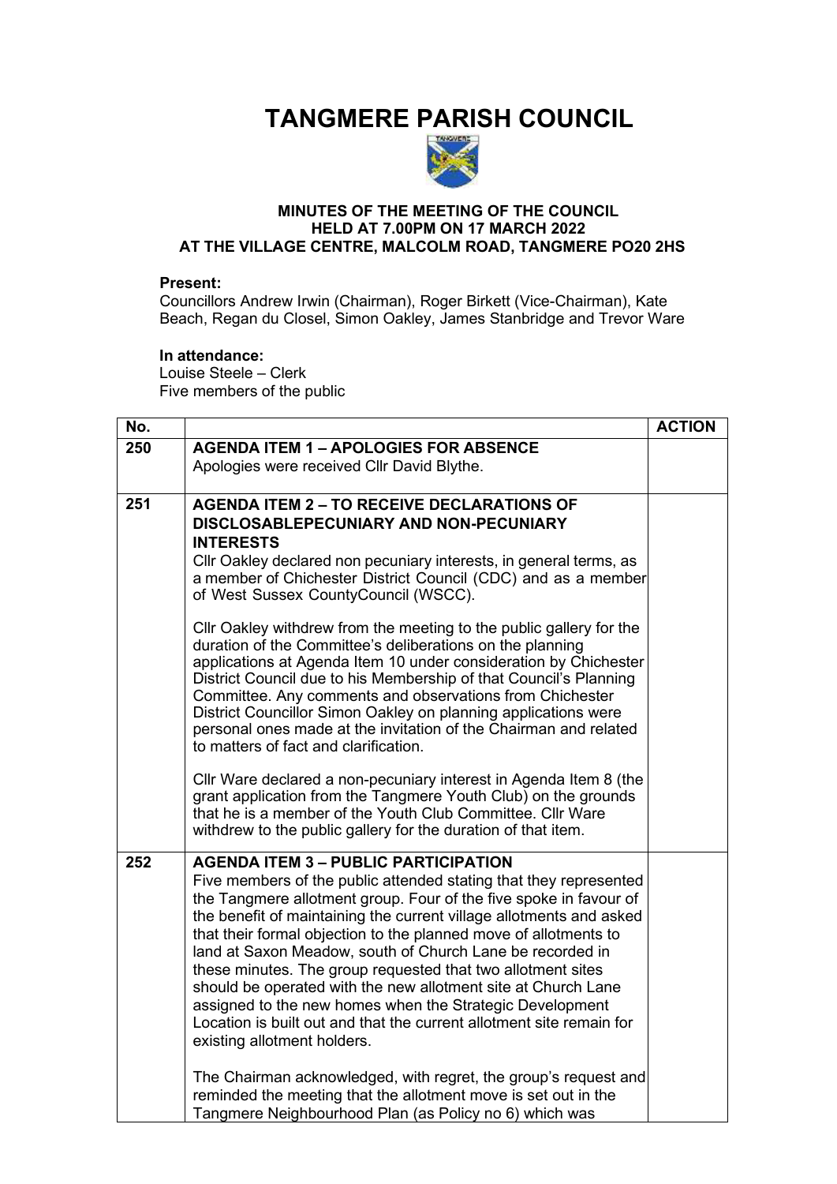# TANGMERE PARISH COUNCIL

**MINUTES OF THE MEETING OF THE COUNCIL HELD AT 7.00PM ON 17 MARCH 2022 AT THE VILLAGE CENTRE, MALCOLM ROAD, TANGMERE PO20 2HS**

**Present:**
Councillors Andrew Irwin (Chairman), Roger Birkett (Vice-Chairman), Kate Beach, Regan du Closel, Simon Oakley, James Stanbridge and Trevor Ware

**In attendance:**
Louise Steele – Clerk
Five members of the public

| No. | | ACTION |
|---|---|---|
| 250 | **AGENDA ITEM 1 – APOLOGIES FOR ABSENCE**<br>Apologies were received Cllr David Blythe. | |
| 251 | **AGENDA ITEM 2 – TO RECEIVE DECLARATIONS OF DISCLOSABLEPECUNIARY AND NON-PECUNIARY INTERESTS**<br>Cllr Oakley declared non pecuniary interests, in general terms, as a member of Chichester District Council (CDC) and as a member of West Sussex CountyCouncil (WSCC).<br><br>Cllr Oakley withdrew from the meeting to the public gallery for the duration of the Committee's deliberations on the planning applications at Agenda Item 10 under consideration by Chichester District Council due to his Membership of that Council's Planning Committee. Any comments and observations from Chichester District Councillor Simon Oakley on planning applications were personal ones made at the invitation of the Chairman and related to matters of fact and clarification.<br><br>Cllr Ware declared a non-pecuniary interest in Agenda Item 8 (the grant application from the Tangmere Youth Club) on the grounds that he is a member of the Youth Club Committee. Cllr Ware withdrew to the public gallery for the duration of that item. | |
| 252 | **AGENDA ITEM 3 – PUBLIC PARTICIPATION**<br>Five members of the public attended stating that they represented the Tangmere allotment group. Four of the five spoke in favour of the benefit of maintaining the current village allotments and asked that their formal objection to the planned move of allotments to land at Saxon Meadow, south of Church Lane be recorded in these minutes. The group requested that two allotment sites should be operated with the new allotment site at Church Lane assigned to the new homes when the Strategic Development Location is built out and that the current allotment site remain for existing allotment holders.<br><br>The Chairman acknowledged, with regret, the group's request and reminded the meeting that the allotment move is set out in the Tangmere Neighbourhood Plan (as Policy no 6) which was | |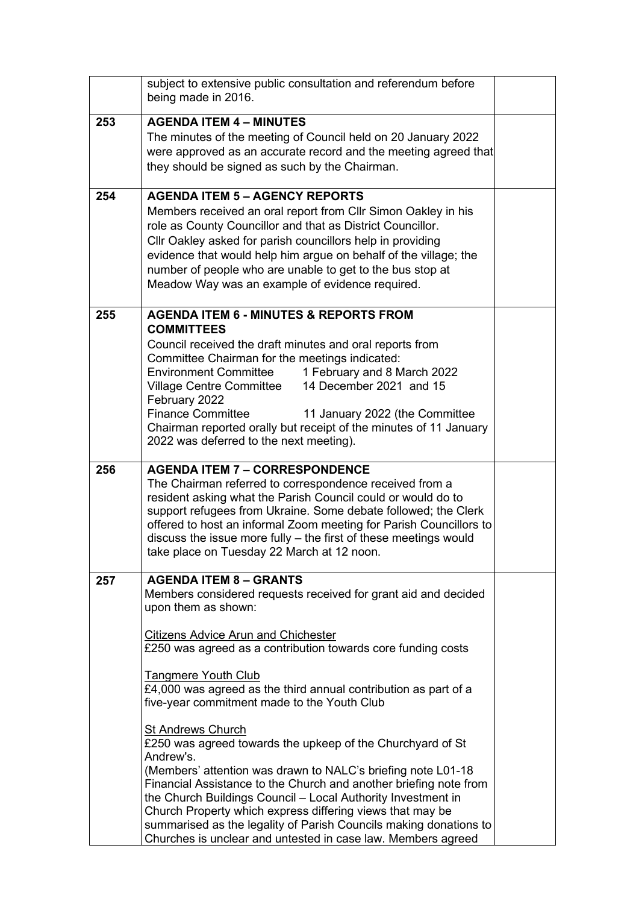| | | |
|---|---|---|
| | subject to extensive public consultation and referendum before being made in 2016. | |
| 253 | **AGENDA ITEM 4 – MINUTES**<br>The minutes of the meeting of Council held on 20 January 2022 were approved as an accurate record and the meeting agreed that they should be signed as such by the Chairman. | |
| 254 | **AGENDA ITEM 5 – AGENCY REPORTS**<br>Members received an oral report from Cllr Simon Oakley in his role as County Councillor and that as District Councillor.<br>Cllr Oakley asked for parish councillors help in providing evidence that would help him argue on behalf of the village; the number of people who are unable to get to the bus stop at Meadow Way was an example of evidence required. | |
| 255 | **AGENDA ITEM 6 - MINUTES & REPORTS FROM COMMITTEES**<br>Council received the draft minutes and oral reports from Committee Chairman for the meetings indicated:<br>Environment Committee 1 February and 8 March 2022<br>Village Centre Committee 14 December 2021 and 15 February 2022<br>Finance Committee 11 January 2022 (the Committee Chairman reported orally but receipt of the minutes of 11 January 2022 was deferred to the next meeting). | |
| 256 | **AGENDA ITEM 7 – CORRESPONDENCE**<br>The Chairman referred to correspondence received from a resident asking what the Parish Council could or would do to support refugees from Ukraine. Some debate followed; the Clerk offered to host an informal Zoom meeting for Parish Councillors to discuss the issue more fully – the first of these meetings would take place on Tuesday 22 March at 12 noon. | |
| 257 | **AGENDA ITEM 8 – GRANTS**<br>Members considered requests received for grant aid and decided upon them as shown:<br><br><u>Citizens Advice Arun and Chichester</u><br>£250 was agreed as a contribution towards core funding costs<br><br><u>Tangmere Youth Club</u><br>£4,000 was agreed as the third annual contribution as part of a five-year commitment made to the Youth Club<br><br><u>St Andrews Church</u><br>£250 was agreed towards the upkeep of the Churchyard of St Andrew's.<br>(Members' attention was drawn to NALC's briefing note L01-18 Financial Assistance to the Church and another briefing note from the Church Buildings Council – Local Authority Investment in Church Property which express differing views that may be summarised as the legality of Parish Councils making donations to Churches is unclear and untested in case law. Members agreed | |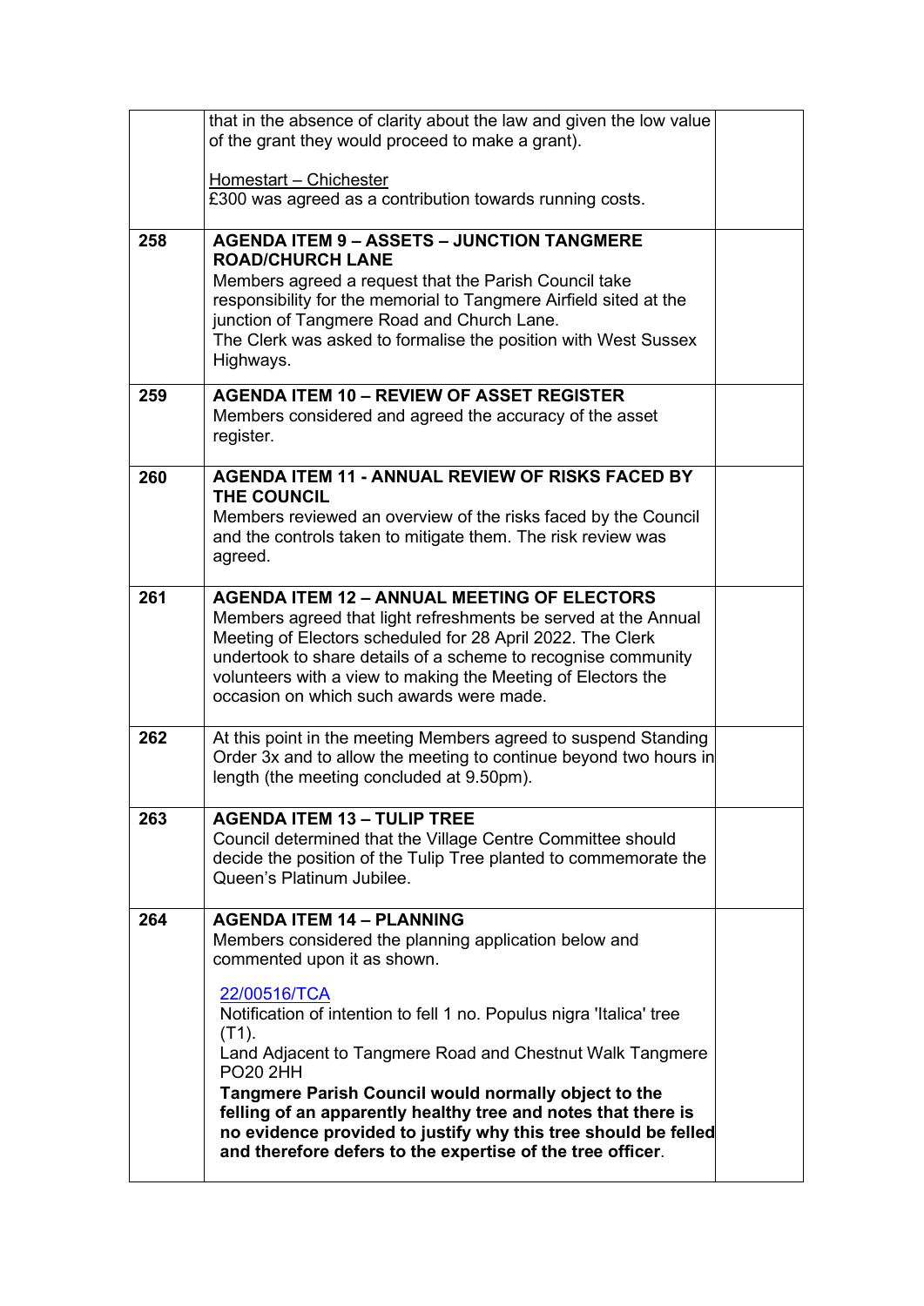| | | |
|---|---|---|
| | that in the absence of clarity about the law and given the low value of the grant they would proceed to make a grant).<br><br><u>Homestart – Chichester</u><br>£300 was agreed as a contribution towards running costs. | |
| 258 | **AGENDA ITEM 9 – ASSETS – JUNCTION TANGMERE ROAD/CHURCH LANE**<br>Members agreed a request that the Parish Council take responsibility for the memorial to Tangmere Airfield sited at the junction of Tangmere Road and Church Lane.<br>The Clerk was asked to formalise the position with West Sussex Highways. | |
| 259 | **AGENDA ITEM 10 – REVIEW OF ASSET REGISTER**<br>Members considered and agreed the accuracy of the asset register. | |
| 260 | **AGENDA ITEM 11 - ANNUAL REVIEW OF RISKS FACED BY THE COUNCIL**<br>Members reviewed an overview of the risks faced by the Council and the controls taken to mitigate them. The risk review was agreed. | |
| 261 | **AGENDA ITEM 12 – ANNUAL MEETING OF ELECTORS**<br>Members agreed that light refreshments be served at the Annual Meeting of Electors scheduled for 28 April 2022. The Clerk undertook to share details of a scheme to recognise community volunteers with a view to making the Meeting of Electors the occasion on which such awards were made. | |
| 262 | At this point in the meeting Members agreed to suspend Standing Order 3x and to allow the meeting to continue beyond two hours in length (the meeting concluded at 9.50pm). | |
| 263 | **AGENDA ITEM 13 – TULIP TREE**<br>Council determined that the Village Centre Committee should decide the position of the Tulip Tree planted to commemorate the Queen's Platinum Jubilee. | |
| 264 | **AGENDA ITEM 14 – PLANNING**<br>Members considered the planning application below and commented upon it as shown.<br><br>22/00516/TCA<br>Notification of intention to fell 1 no. Populus nigra 'Italica' tree (T1).<br>Land Adjacent to Tangmere Road and Chestnut Walk Tangmere PO20 2HH<br>**Tangmere Parish Council would normally object to the felling of an apparently healthy tree and notes that there is no evidence provided to justify why this tree should be felled and therefore defers to the expertise of the tree officer**. | |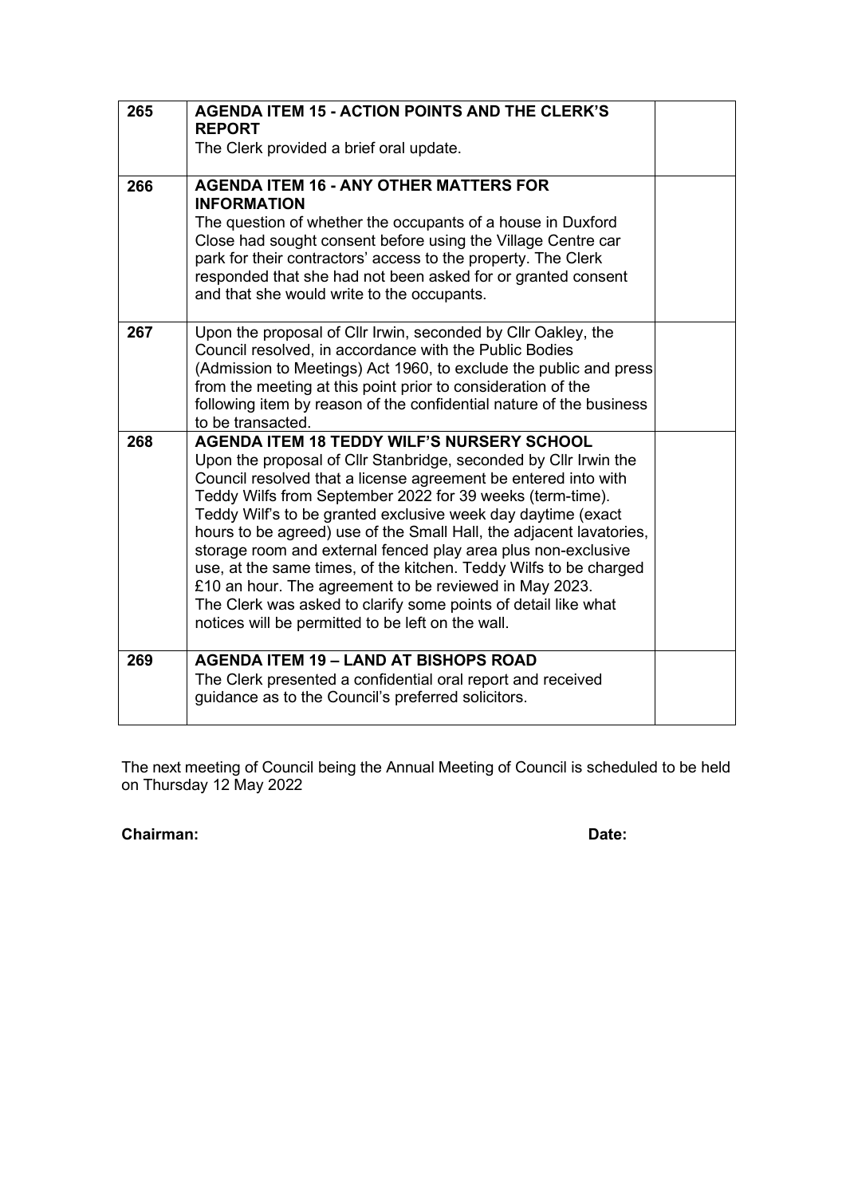| | | |
|---|---|---|
| 265 | **AGENDA ITEM 15 - ACTION POINTS AND THE CLERK'S REPORT**<br>The Clerk provided a brief oral update. | |
| 266 | **AGENDA ITEM 16 - ANY OTHER MATTERS FOR INFORMATION**<br>The question of whether the occupants of a house in Duxford Close had sought consent before using the Village Centre car park for their contractors' access to the property. The Clerk responded that she had not been asked for or granted consent and that she would write to the occupants. | |
| 267 | Upon the proposal of Cllr Irwin, seconded by Cllr Oakley, the Council resolved, in accordance with the Public Bodies (Admission to Meetings) Act 1960, to exclude the public and press from the meeting at this point prior to consideration of the following item by reason of the confidential nature of the business to be transacted. | |
| 268 | **AGENDA ITEM 18 TEDDY WILF'S NURSERY SCHOOL**<br>Upon the proposal of Cllr Stanbridge, seconded by Cllr Irwin the Council resolved that a license agreement be entered into with Teddy Wilfs from September 2022 for 39 weeks (term-time). Teddy Wilf's to be granted exclusive week day daytime (exact hours to be agreed) use of the Small Hall, the adjacent lavatories, storage room and external fenced play area plus non-exclusive use, at the same times, of the kitchen. Teddy Wilfs to be charged £10 an hour. The agreement to be reviewed in May 2023.<br>The Clerk was asked to clarify some points of detail like what notices will be permitted to be left on the wall. | |
| 269 | **AGENDA ITEM 19 – LAND AT BISHOPS ROAD**<br>The Clerk presented a confidential oral report and received guidance as to the Council's preferred solicitors. | |

The next meeting of Council being the Annual Meeting of Council is scheduled to be held on Thursday 12 May 2022

**Chairman:** **Date:**